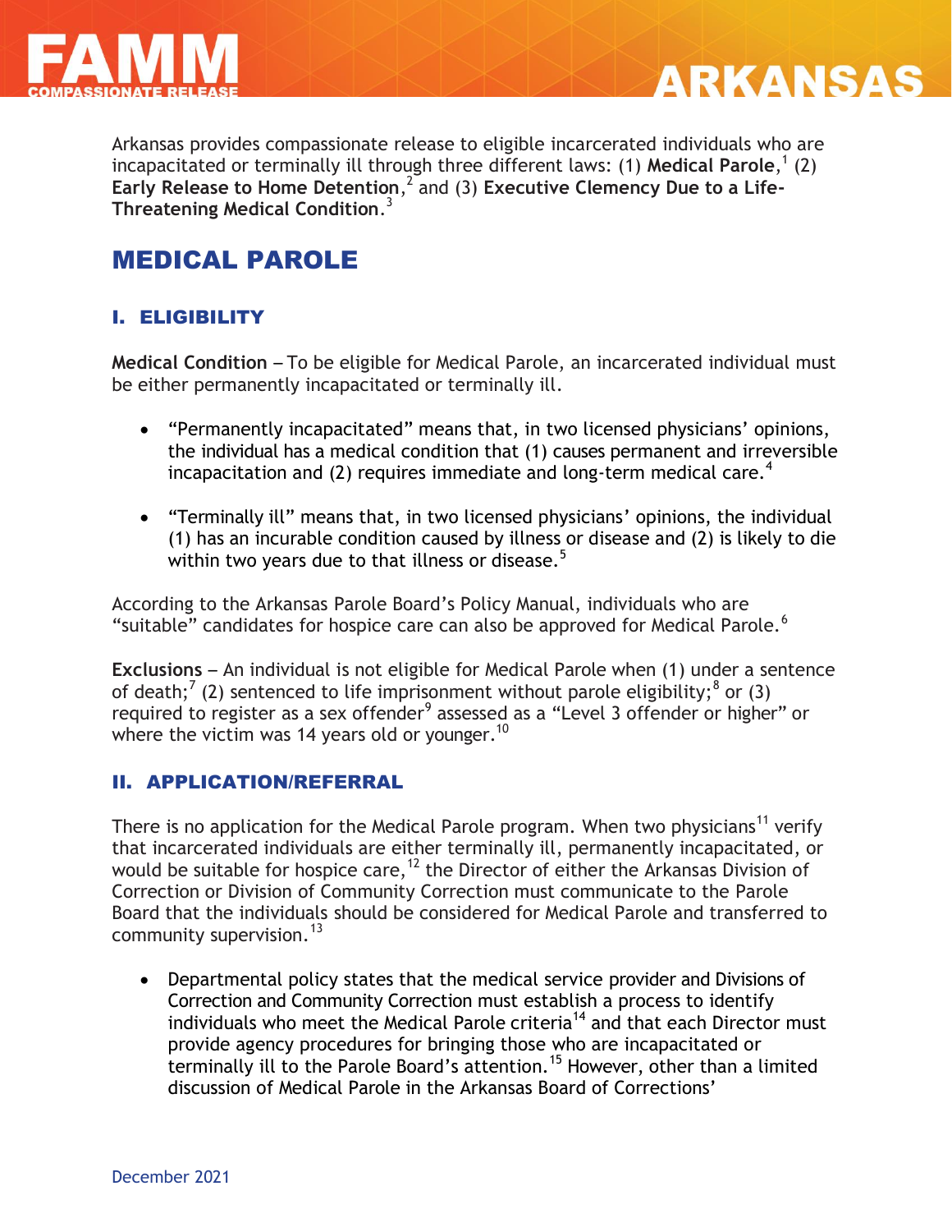# FAMM COMPASSIONATE RELEASE — ARKANSAS

Arkansas provides compassionate release to eligible incarcerated individuals who are incapacitated or terminally ill through three different laws: (1) **Medical Parole**,[1] (2) **Early Release to Home Detention**,[2] and (3) **Executive Clemency Due to a Life-Threatening Medical Condition**.[3]

## MEDICAL PAROLE

### I. ELIGIBILITY

**Medical Condition** – To be eligible for Medical Parole, an incarcerated individual must be either permanently incapacitated or terminally ill.

- "Permanently incapacitated" means that, in two licensed physicians' opinions, the individual has a medical condition that (1) causes permanent and irreversible incapacitation and (2) requires immediate and long-term medical care.[4]
- "Terminally ill" means that, in two licensed physicians' opinions, the individual (1) has an incurable condition caused by illness or disease and (2) is likely to die within two years due to that illness or disease.[5]

According to the Arkansas Parole Board's Policy Manual, individuals who are "suitable" candidates for hospice care can also be approved for Medical Parole.[6]

**Exclusions** – An individual is not eligible for Medical Parole when (1) under a sentence of death;[7] (2) sentenced to life imprisonment without parole eligibility;[8] or (3) required to register as a sex offender[9] assessed as a "Level 3 offender or higher" or where the victim was 14 years old or younger.[10]

### II. APPLICATION/REFERRAL

There is no application for the Medical Parole program. When two physicians[11] verify that incarcerated individuals are either terminally ill, permanently incapacitated, or would be suitable for hospice care,[12] the Director of either the Arkansas Division of Correction or Division of Community Correction must communicate to the Parole Board that the individuals should be considered for Medical Parole and transferred to community supervision.[13]

- Departmental policy states that the medical service provider and Divisions of Correction and Community Correction must establish a process to identify individuals who meet the Medical Parole criteria[14] and that each Director must provide agency procedures for bringing those who are incapacitated or terminally ill to the Parole Board's attention.[15] However, other than a limited discussion of Medical Parole in the Arkansas Board of Corrections'

December 2021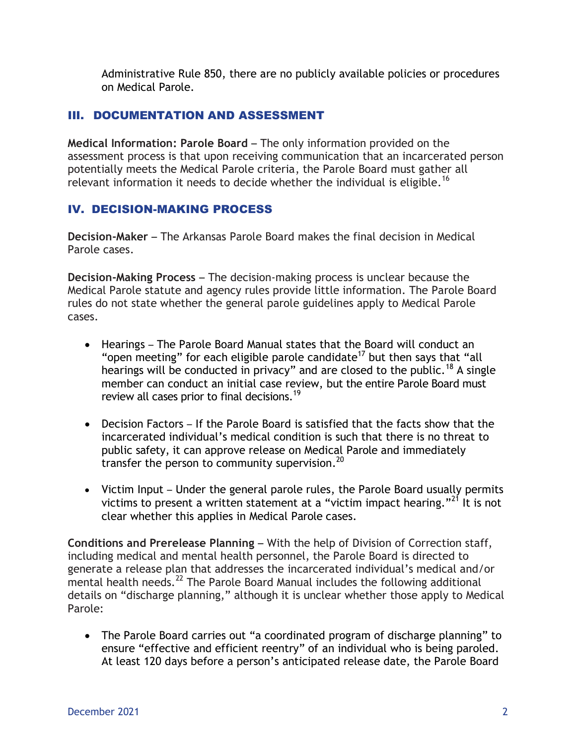Administrative Rule 850, there are no publicly available policies or procedures on Medical Parole.

## III. DOCUMENTATION AND ASSESSMENT

**Medical Information: Parole Board** – The only information provided on the assessment process is that upon receiving communication that an incarcerated person potentially meets the Medical Parole criteria, the Parole Board must gather all relevant information it needs to decide whether the individual is eligible.[16]

## IV. DECISION-MAKING PROCESS

**Decision-Maker** – The Arkansas Parole Board makes the final decision in Medical Parole cases.

**Decision-Making Process** – The decision-making process is unclear because the Medical Parole statute and agency rules provide little information. The Parole Board rules do not state whether the general parole guidelines apply to Medical Parole cases.

- Hearings – The Parole Board Manual states that the Board will conduct an "open meeting" for each eligible parole candidate[17] but then says that "all hearings will be conducted in privacy" and are closed to the public.[18] A single member can conduct an initial case review, but the entire Parole Board must review all cases prior to final decisions.[19]

- Decision Factors – If the Parole Board is satisfied that the facts show that the incarcerated individual's medical condition is such that there is no threat to public safety, it can approve release on Medical Parole and immediately transfer the person to community supervision.[20]

- Victim Input – Under the general parole rules, the Parole Board usually permits victims to present a written statement at a "victim impact hearing."[21] It is not clear whether this applies in Medical Parole cases.

**Conditions and Prerelease Planning** – With the help of Division of Correction staff, including medical and mental health personnel, the Parole Board is directed to generate a release plan that addresses the incarcerated individual's medical and/or mental health needs.[22] The Parole Board Manual includes the following additional details on "discharge planning," although it is unclear whether those apply to Medical Parole:

- The Parole Board carries out "a coordinated program of discharge planning" to ensure "effective and efficient reentry" of an individual who is being paroled. At least 120 days before a person's anticipated release date, the Parole Board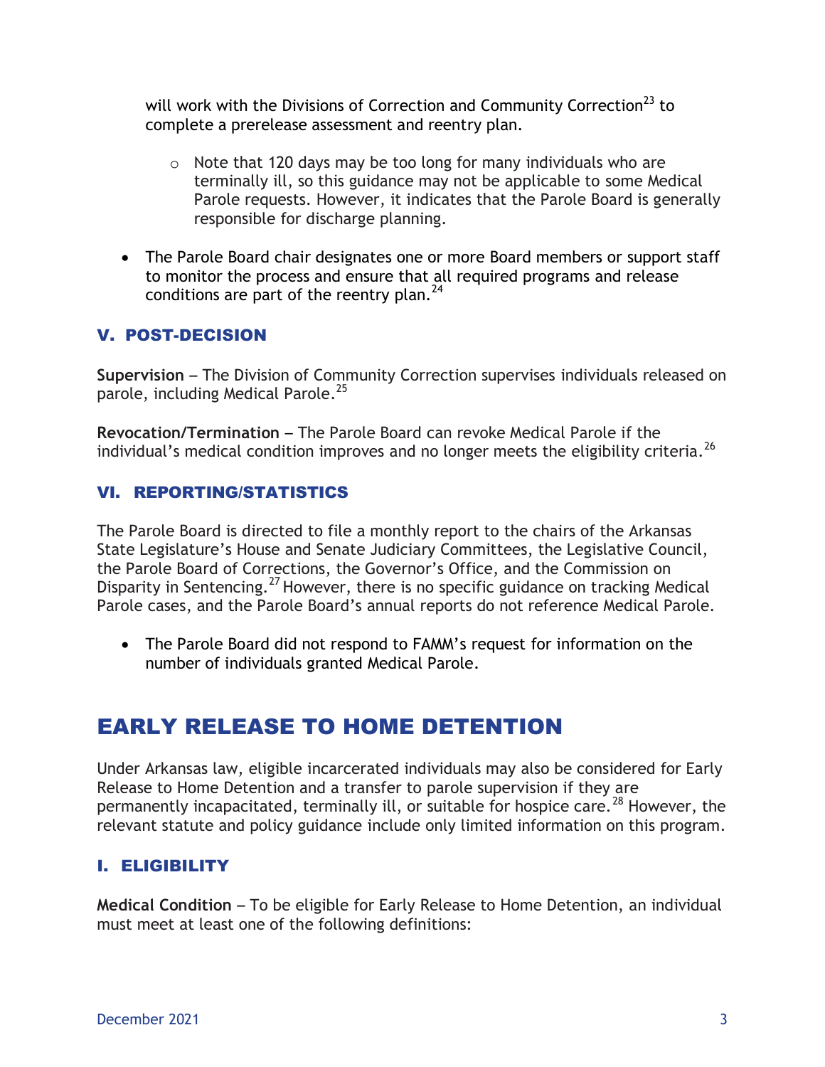will work with the Divisions of Correction and Community Correction[23] to complete a prerelease assessment and reentry plan.

    - Note that 120 days may be too long for many individuals who are terminally ill, so this guidance may not be applicable to some Medical Parole requests. However, it indicates that the Parole Board is generally responsible for discharge planning.

- The Parole Board chair designates one or more Board members or support staff to monitor the process and ensure that all required programs and release conditions are part of the reentry plan.[24]

### V. POST-DECISION

**Supervision** – The Division of Community Correction supervises individuals released on parole, including Medical Parole.[25]

**Revocation/Termination** – The Parole Board can revoke Medical Parole if the individual's medical condition improves and no longer meets the eligibility criteria.[26]

### VI. REPORTING/STATISTICS

The Parole Board is directed to file a monthly report to the chairs of the Arkansas State Legislature's House and Senate Judiciary Committees, the Legislative Council, the Parole Board of Corrections, the Governor's Office, and the Commission on Disparity in Sentencing.[27] However, there is no specific guidance on tracking Medical Parole cases, and the Parole Board's annual reports do not reference Medical Parole.

- The Parole Board did not respond to FAMM's request for information on the number of individuals granted Medical Parole.

## EARLY RELEASE TO HOME DETENTION

Under Arkansas law, eligible incarcerated individuals may also be considered for Early Release to Home Detention and a transfer to parole supervision if they are permanently incapacitated, terminally ill, or suitable for hospice care.[28] However, the relevant statute and policy guidance include only limited information on this program.

### I. ELIGIBILITY

**Medical Condition** – To be eligible for Early Release to Home Detention, an individual must meet at least one of the following definitions: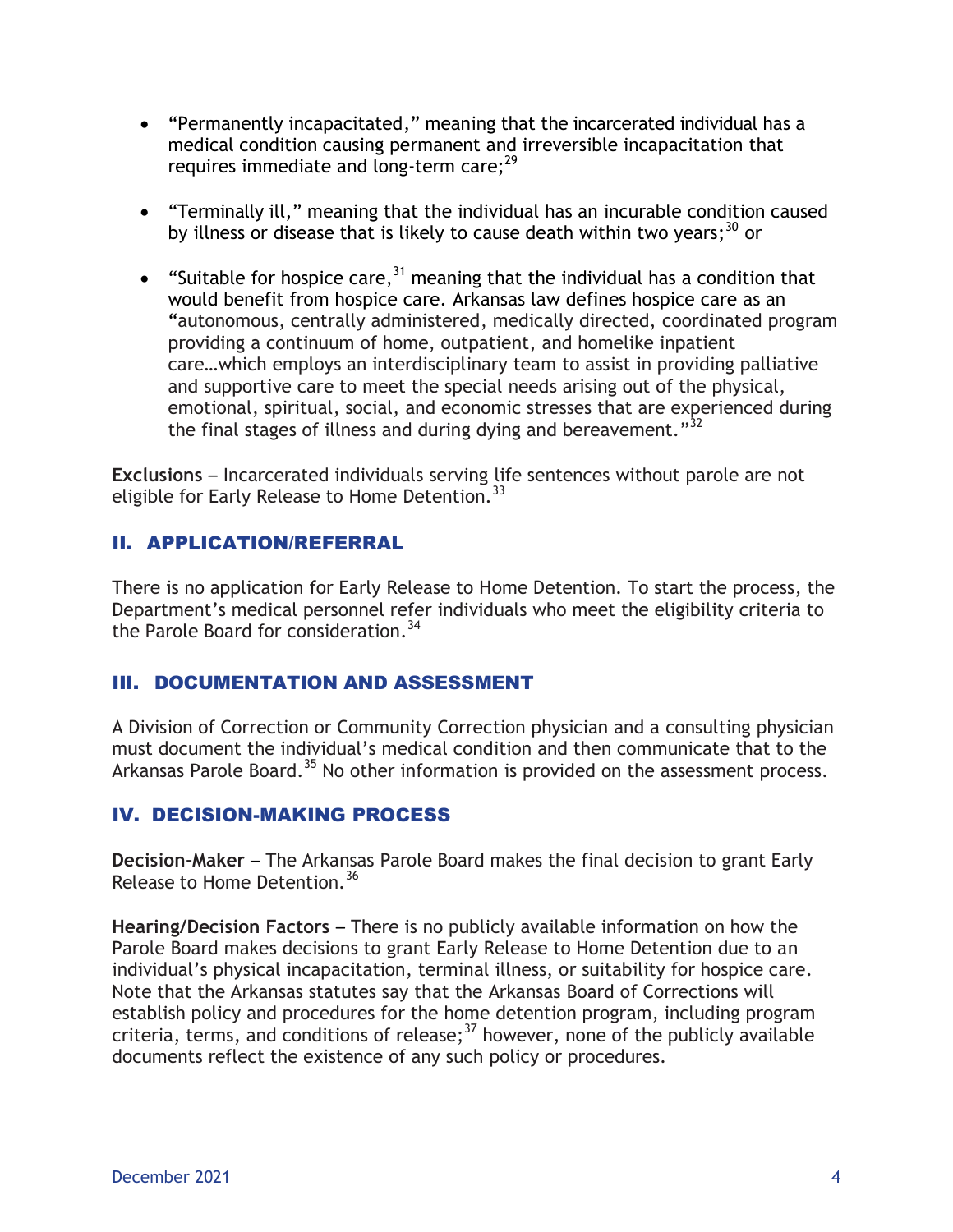- "Permanently incapacitated," meaning that the incarcerated individual has a medical condition causing permanent and irreversible incapacitation that requires immediate and long-term care;[29]

- "Terminally ill," meaning that the individual has an incurable condition caused by illness or disease that is likely to cause death within two years;[30] or

- "Suitable for hospice care,[31] meaning that the individual has a condition that would benefit from hospice care. Arkansas law defines hospice care as an "autonomous, centrally administered, medically directed, coordinated program providing a continuum of home, outpatient, and homelike inpatient care…which employs an interdisciplinary team to assist in providing palliative and supportive care to meet the special needs arising out of the physical, emotional, spiritual, social, and economic stresses that are experienced during the final stages of illness and during dying and bereavement."[32]

**Exclusions** – Incarcerated individuals serving life sentences without parole are not eligible for Early Release to Home Detention.[33]

## II. APPLICATION/REFERRAL

There is no application for Early Release to Home Detention. To start the process, the Department's medical personnel refer individuals who meet the eligibility criteria to the Parole Board for consideration.[34]

## III. DOCUMENTATION AND ASSESSMENT

A Division of Correction or Community Correction physician and a consulting physician must document the individual's medical condition and then communicate that to the Arkansas Parole Board.[35] No other information is provided on the assessment process.

## IV. DECISION-MAKING PROCESS

**Decision-Maker** – The Arkansas Parole Board makes the final decision to grant Early Release to Home Detention.[36]

**Hearing/Decision Factors** – There is no publicly available information on how the Parole Board makes decisions to grant Early Release to Home Detention due to an individual's physical incapacitation, terminal illness, or suitability for hospice care. Note that the Arkansas statutes say that the Arkansas Board of Corrections will establish policy and procedures for the home detention program, including program criteria, terms, and conditions of release;[37] however, none of the publicly available documents reflect the existence of any such policy or procedures.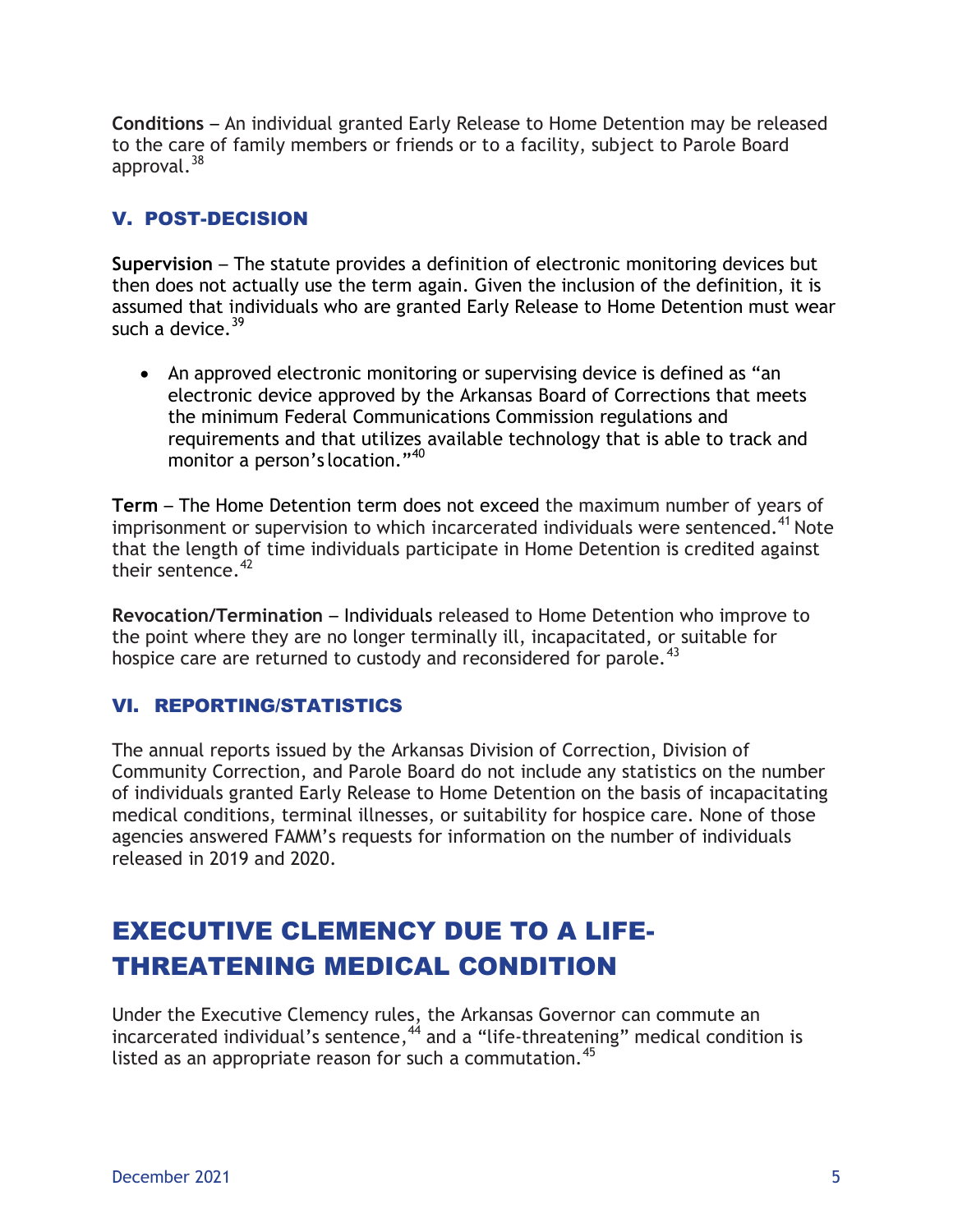**Conditions** – An individual granted Early Release to Home Detention may be released to the care of family members or friends or to a facility, subject to Parole Board approval.[38]

## V. POST-DECISION

**Supervision** – The statute provides a definition of electronic monitoring devices but then does not actually use the term again. Given the inclusion of the definition, it is assumed that individuals who are granted Early Release to Home Detention must wear such a device.[39]

- An approved electronic monitoring or supervising device is defined as "an electronic device approved by the Arkansas Board of Corrections that meets the minimum Federal Communications Commission regulations and requirements and that utilizes available technology that is able to track and monitor a person's location."[40]

**Term** – The Home Detention term does not exceed the maximum number of years of imprisonment or supervision to which incarcerated individuals were sentenced.[41] Note that the length of time individuals participate in Home Detention is credited against their sentence.[42]

**Revocation/Termination** – Individuals released to Home Detention who improve to the point where they are no longer terminally ill, incapacitated, or suitable for hospice care are returned to custody and reconsidered for parole.[43]

## VI. REPORTING/STATISTICS

The annual reports issued by the Arkansas Division of Correction, Division of Community Correction, and Parole Board do not include any statistics on the number of individuals granted Early Release to Home Detention on the basis of incapacitating medical conditions, terminal illnesses, or suitability for hospice care. None of those agencies answered FAMM's requests for information on the number of individuals released in 2019 and 2020.

# EXECUTIVE CLEMENCY DUE TO A LIFE-THREATENING MEDICAL CONDITION

Under the Executive Clemency rules, the Arkansas Governor can commute an incarcerated individual's sentence,[44] and a "life-threatening" medical condition is listed as an appropriate reason for such a commutation.[45]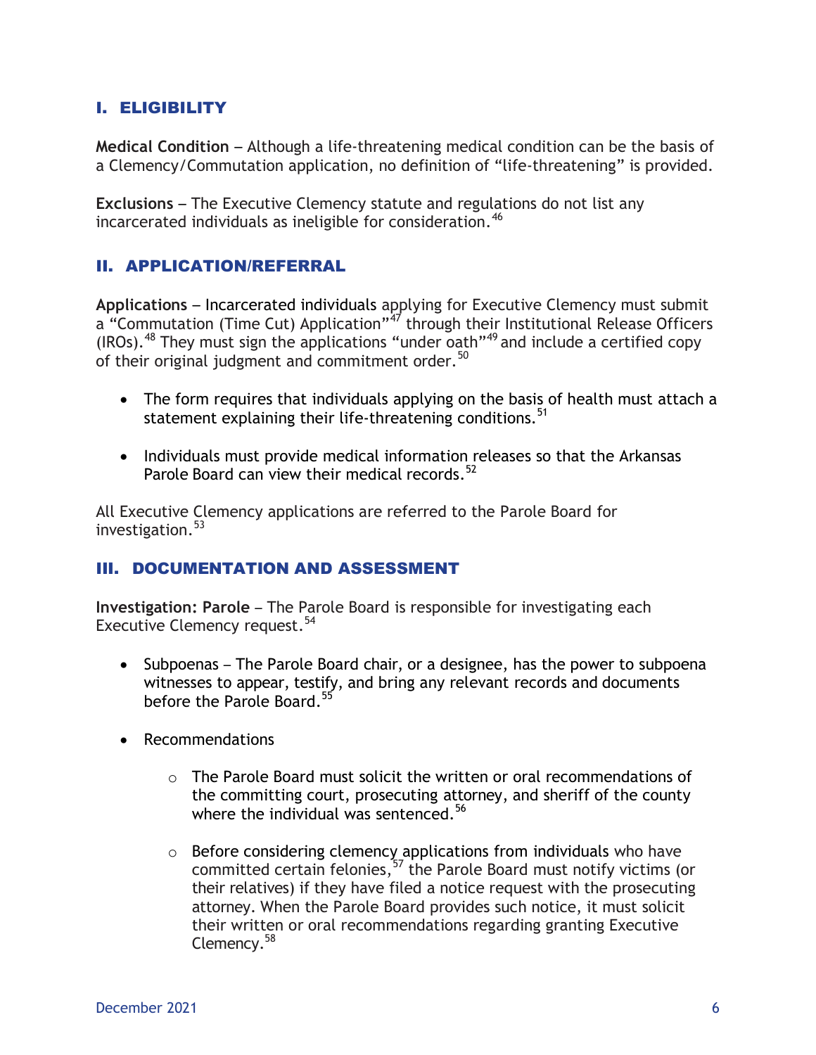## I. ELIGIBILITY

**Medical Condition** – Although a life-threatening medical condition can be the basis of a Clemency/Commutation application, no definition of "life-threatening" is provided.

**Exclusions** – The Executive Clemency statute and regulations do not list any incarcerated individuals as ineligible for consideration.[46]

## II. APPLICATION/REFERRAL

**Applications** – Incarcerated individuals applying for Executive Clemency must submit a "Commutation (Time Cut) Application"[47] through their Institutional Release Officers (IROs).[48] They must sign the applications "under oath"[49] and include a certified copy of their original judgment and commitment order.[50]

- The form requires that individuals applying on the basis of health must attach a statement explaining their life-threatening conditions.[51]
- Individuals must provide medical information releases so that the Arkansas Parole Board can view their medical records.[52]

All Executive Clemency applications are referred to the Parole Board for investigation.[53]

## III. DOCUMENTATION AND ASSESSMENT

**Investigation: Parole** – The Parole Board is responsible for investigating each Executive Clemency request.[54]

- Subpoenas – The Parole Board chair, or a designee, has the power to subpoena witnesses to appear, testify, and bring any relevant records and documents before the Parole Board.[55]
- Recommendations
  - The Parole Board must solicit the written or oral recommendations of the committing court, prosecuting attorney, and sheriff of the county where the individual was sentenced.[56]
  - Before considering clemency applications from individuals who have committed certain felonies,[57] the Parole Board must notify victims (or their relatives) if they have filed a notice request with the prosecuting attorney. When the Parole Board provides such notice, it must solicit their written or oral recommendations regarding granting Executive Clemency.[58]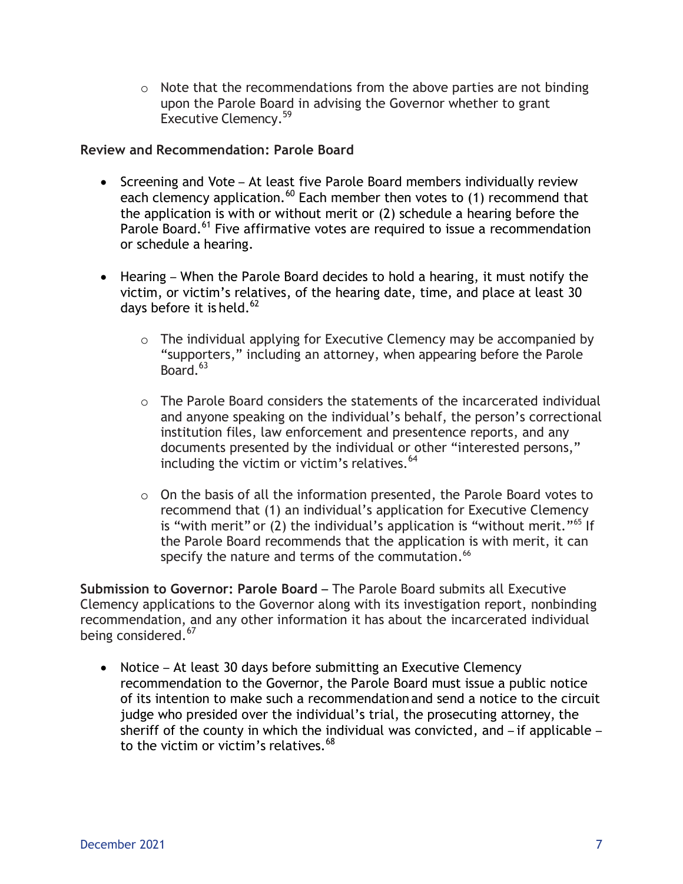- Note that the recommendations from the above parties are not binding upon the Parole Board in advising the Governor whether to grant Executive Clemency.[59]

**Review and Recommendation: Parole Board**

- Screening and Vote – At least five Parole Board members individually review each clemency application.[60] Each member then votes to (1) recommend that the application is with or without merit or (2) schedule a hearing before the Parole Board.[61] Five affirmative votes are required to issue a recommendation or schedule a hearing.

- Hearing – When the Parole Board decides to hold a hearing, it must notify the victim, or victim's relatives, of the hearing date, time, and place at least 30 days before it is held.[62]

   - The individual applying for Executive Clemency may be accompanied by "supporters," including an attorney, when appearing before the Parole Board.[63]

   - The Parole Board considers the statements of the incarcerated individual and anyone speaking on the individual's behalf, the person's correctional institution files, law enforcement and presentence reports, and any documents presented by the individual or other "interested persons," including the victim or victim's relatives.[64]

   - On the basis of all the information presented, the Parole Board votes to recommend that (1) an individual's application for Executive Clemency is "with merit" or (2) the individual's application is "without merit."[65] If the Parole Board recommends that the application is with merit, it can specify the nature and terms of the commutation.[66]

**Submission to Governor: Parole Board** – The Parole Board submits all Executive Clemency applications to the Governor along with its investigation report, nonbinding recommendation, and any other information it has about the incarcerated individual being considered.[67]

- Notice – At least 30 days before submitting an Executive Clemency recommendation to the Governor, the Parole Board must issue a public notice of its intention to make such a recommendation and send a notice to the circuit judge who presided over the individual's trial, the prosecuting attorney, the sheriff of the county in which the individual was convicted, and – if applicable – to the victim or victim's relatives.[68]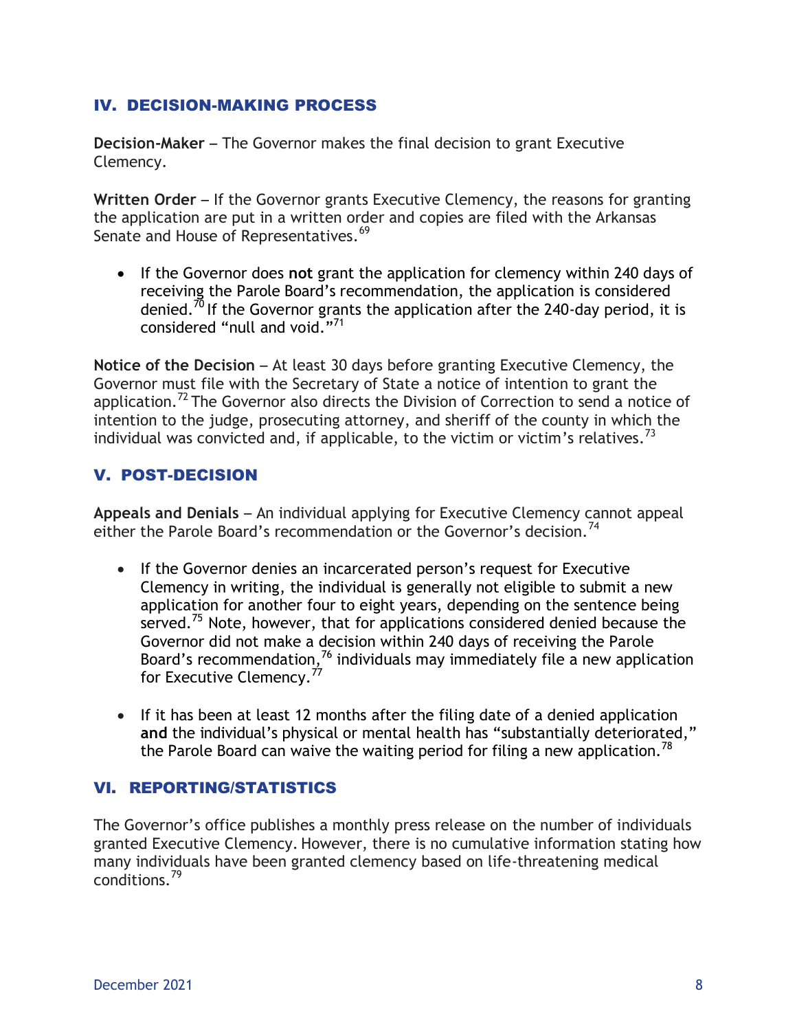## IV. DECISION-MAKING PROCESS

**Decision-Maker** – The Governor makes the final decision to grant Executive Clemency.

**Written Order** – If the Governor grants Executive Clemency, the reasons for granting the application are put in a written order and copies are filed with the Arkansas Senate and House of Representatives.[69]

- If the Governor does **not** grant the application for clemency within 240 days of receiving the Parole Board's recommendation, the application is considered denied.[70] If the Governor grants the application after the 240-day period, it is considered "null and void."[71]

**Notice of the Decision** – At least 30 days before granting Executive Clemency, the Governor must file with the Secretary of State a notice of intention to grant the application.[72] The Governor also directs the Division of Correction to send a notice of intention to the judge, prosecuting attorney, and sheriff of the county in which the individual was convicted and, if applicable, to the victim or victim's relatives.[73]

## V. POST-DECISION

**Appeals and Denials** – An individual applying for Executive Clemency cannot appeal either the Parole Board's recommendation or the Governor's decision.[74]

- If the Governor denies an incarcerated person's request for Executive Clemency in writing, the individual is generally not eligible to submit a new application for another four to eight years, depending on the sentence being served.[75] Note, however, that for applications considered denied because the Governor did not make a decision within 240 days of receiving the Parole Board's recommendation,[76] individuals may immediately file a new application for Executive Clemency.[77]

- If it has been at least 12 months after the filing date of a denied application **and** the individual's physical or mental health has "substantially deteriorated," the Parole Board can waive the waiting period for filing a new application.[78]

## VI. REPORTING/STATISTICS

The Governor's office publishes a monthly press release on the number of individuals granted Executive Clemency. However, there is no cumulative information stating how many individuals have been granted clemency based on life-threatening medical conditions.[79]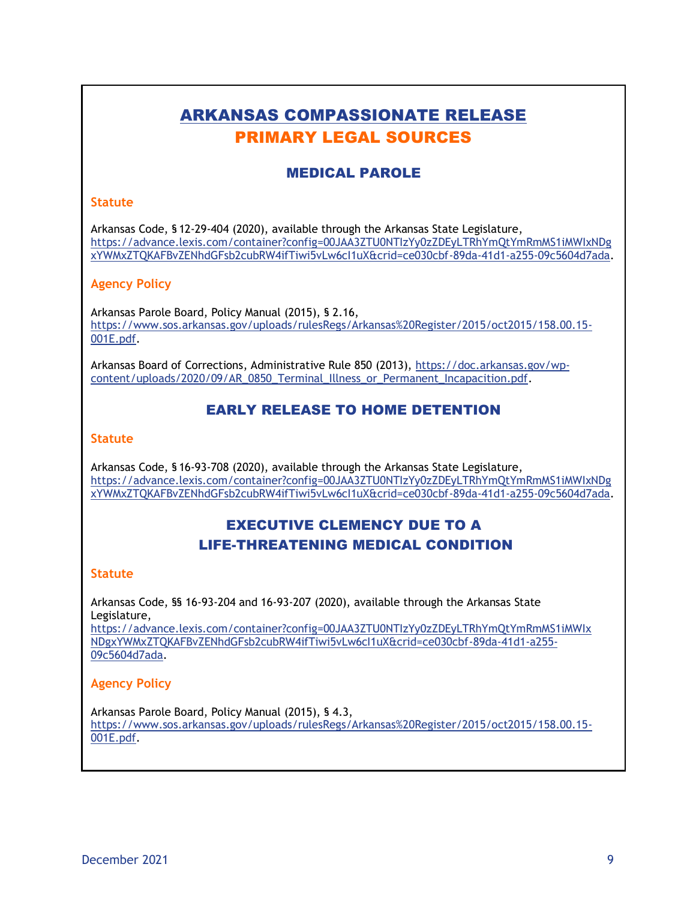# ARKANSAS COMPASSIONATE RELEASE
## PRIMARY LEGAL SOURCES

### MEDICAL PAROLE

**Statute**

Arkansas Code, § 12-29-404 (2020), available through the Arkansas State Legislature, https://advance.lexis.com/container?config=00JAA3ZTU0NTIzYy0zZDEyLTRhYmQtYmRmMS1iMWIxNDgxYWMxZTQKAFBvZENhdGFsb2cubRW4ifTiwi5vLw6cI1uX&crid=ce030cbf-89da-41d1-a255-09c5604d7ada.

**Agency Policy**

Arkansas Parole Board, Policy Manual (2015), § 2.16, https://www.sos.arkansas.gov/uploads/rulesRegs/Arkansas%20Register/2015/oct2015/158.00.15-001E.pdf.

Arkansas Board of Corrections, Administrative Rule 850 (2013), https://doc.arkansas.gov/wp-content/uploads/2020/09/AR_0850_Terminal_Illness_or_Permanent_Incapacition.pdf.

### EARLY RELEASE TO HOME DETENTION

**Statute**

Arkansas Code, § 16-93-708 (2020), available through the Arkansas State Legislature, https://advance.lexis.com/container?config=00JAA3ZTU0NTIzYy0zZDEyLTRhYmQtYmRmMS1iMWIxNDgxYWMxZTQKAFBvZENhdGFsb2cubRW4ifTiwi5vLw6cI1uX&crid=ce030cbf-89da-41d1-a255-09c5604d7ada.

### EXECUTIVE CLEMENCY DUE TO A LIFE-THREATENING MEDICAL CONDITION

**Statute**

Arkansas Code, §§ 16-93-204 and 16-93-207 (2020), available through the Arkansas State Legislature, https://advance.lexis.com/container?config=00JAA3ZTU0NTIzYy0zZDEyLTRhYmQtYmRmMS1iMWIxNDgxYWMxZTQKAFBvZENhdGFsb2cubRW4ifTiwi5vLw6cI1uX&crid=ce030cbf-89da-41d1-a255-09c5604d7ada.

**Agency Policy**

Arkansas Parole Board, Policy Manual (2015), § 4.3, https://www.sos.arkansas.gov/uploads/rulesRegs/Arkansas%20Register/2015/oct2015/158.00.15-001E.pdf.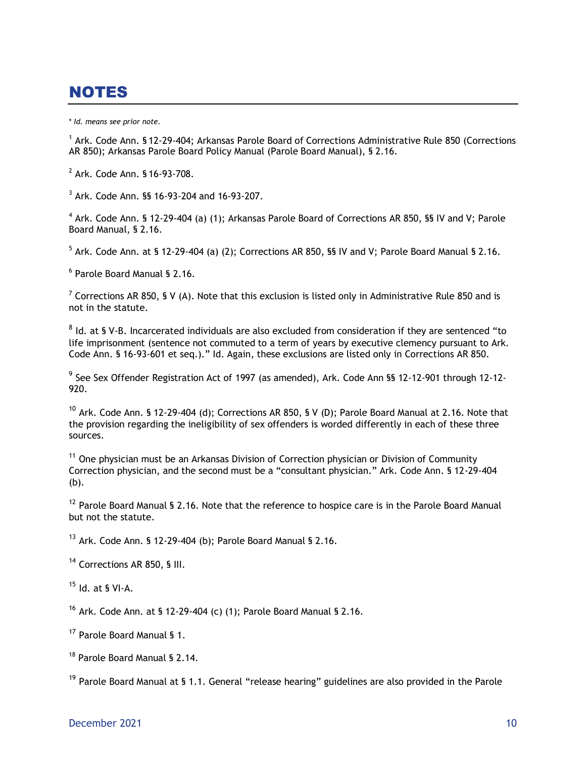# NOTES

*\* Id. means see prior note.*

[1] Ark. Code Ann. § 12-29-404; Arkansas Parole Board of Corrections Administrative Rule 850 (Corrections AR 850); Arkansas Parole Board Policy Manual (Parole Board Manual), § 2.16.

[2] Ark. Code Ann. § 16-93-708.

[3] Ark. Code Ann. §§ 16-93-204 and 16-93-207.

[4] Ark. Code Ann. § 12-29-404 (a) (1); Arkansas Parole Board of Corrections AR 850, §§ IV and V; Parole Board Manual, § 2.16.

[5] Ark. Code Ann. at § 12-29-404 (a) (2); Corrections AR 850, §§ IV and V; Parole Board Manual § 2.16.

[6] Parole Board Manual § 2.16.

[7] Corrections AR 850, § V (A). Note that this exclusion is listed only in Administrative Rule 850 and is not in the statute.

[8] Id. at § V-B. Incarcerated individuals are also excluded from consideration if they are sentenced "to life imprisonment (sentence not commuted to a term of years by executive clemency pursuant to Ark. Code Ann. § 16-93-601 et seq.)." Id. Again, these exclusions are listed only in Corrections AR 850.

[9] See Sex Offender Registration Act of 1997 (as amended), Ark. Code Ann §§ 12-12-901 through 12-12-920.

[10] Ark. Code Ann. § 12-29-404 (d); Corrections AR 850, § V (D); Parole Board Manual at 2.16. Note that the provision regarding the ineligibility of sex offenders is worded differently in each of these three sources.

[11] One physician must be an Arkansas Division of Correction physician or Division of Community Correction physician, and the second must be a "consultant physician." Ark. Code Ann. § 12-29-404 (b).

[12] Parole Board Manual § 2.16. Note that the reference to hospice care is in the Parole Board Manual but not the statute.

[13] Ark. Code Ann. § 12-29-404 (b); Parole Board Manual § 2.16.

[14] Corrections AR 850, § III.

[15] Id. at § VI-A.

[16] Ark. Code Ann. at § 12-29-404 (c) (1); Parole Board Manual § 2.16.

[17] Parole Board Manual § 1.

[18] Parole Board Manual § 2.14.

[19] Parole Board Manual at § 1.1. General "release hearing" guidelines are also provided in the Parole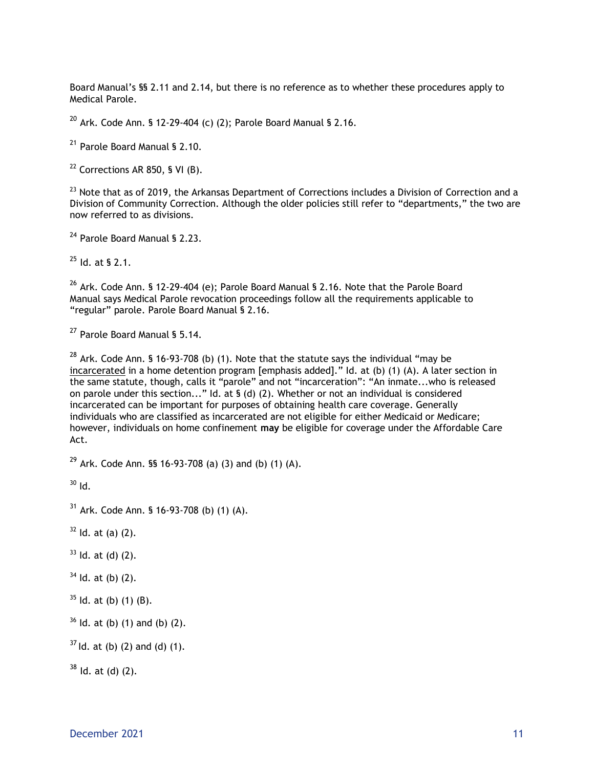Board Manual's §§ 2.11 and 2.14, but there is no reference as to whether these procedures apply to Medical Parole.

[20] Ark. Code Ann. § 12-29-404 (c) (2); Parole Board Manual § 2.16.

[21] Parole Board Manual § 2.10.

[22] Corrections AR 850, § VI (B).

[23] Note that as of 2019, the Arkansas Department of Corrections includes a Division of Correction and a Division of Community Correction. Although the older policies still refer to "departments," the two are now referred to as divisions.

[24] Parole Board Manual § 2.23.

[25] Id. at § 2.1.

[26] Ark. Code Ann. § 12-29-404 (e); Parole Board Manual § 2.16. Note that the Parole Board Manual says Medical Parole revocation proceedings follow all the requirements applicable to "regular" parole. Parole Board Manual § 2.16.

[27] Parole Board Manual § 5.14.

[28] Ark. Code Ann. § 16-93-708 (b) (1). Note that the statute says the individual "may be <u>incarcerated</u> in a home detention program [emphasis added]." Id. at (b) (1) (A). A later section in the same statute, though, calls it "parole" and not "incarceration": "An inmate...who is released on parole under this section..." Id. at § (d) (2). Whether or not an individual is considered incarcerated can be important for purposes of obtaining health care coverage. Generally individuals who are classified as incarcerated are not eligible for either Medicaid or Medicare; however, individuals on home confinement **may** be eligible for coverage under the Affordable Care Act.

[29] Ark. Code Ann. §§ 16-93-708 (a) (3) and (b) (1) (A).

[30] Id.

[31] Ark. Code Ann. § 16-93-708 (b) (1) (A).

[32] Id. at (a) (2).

[33] Id. at (d) (2).

[34] Id. at (b) (2).

[35] Id. at (b) (1) (B).

[36] Id. at (b) (1) and (b) (2).

[37] Id. at (b) (2) and (d) (1).

[38] Id. at (d) (2).

December 2021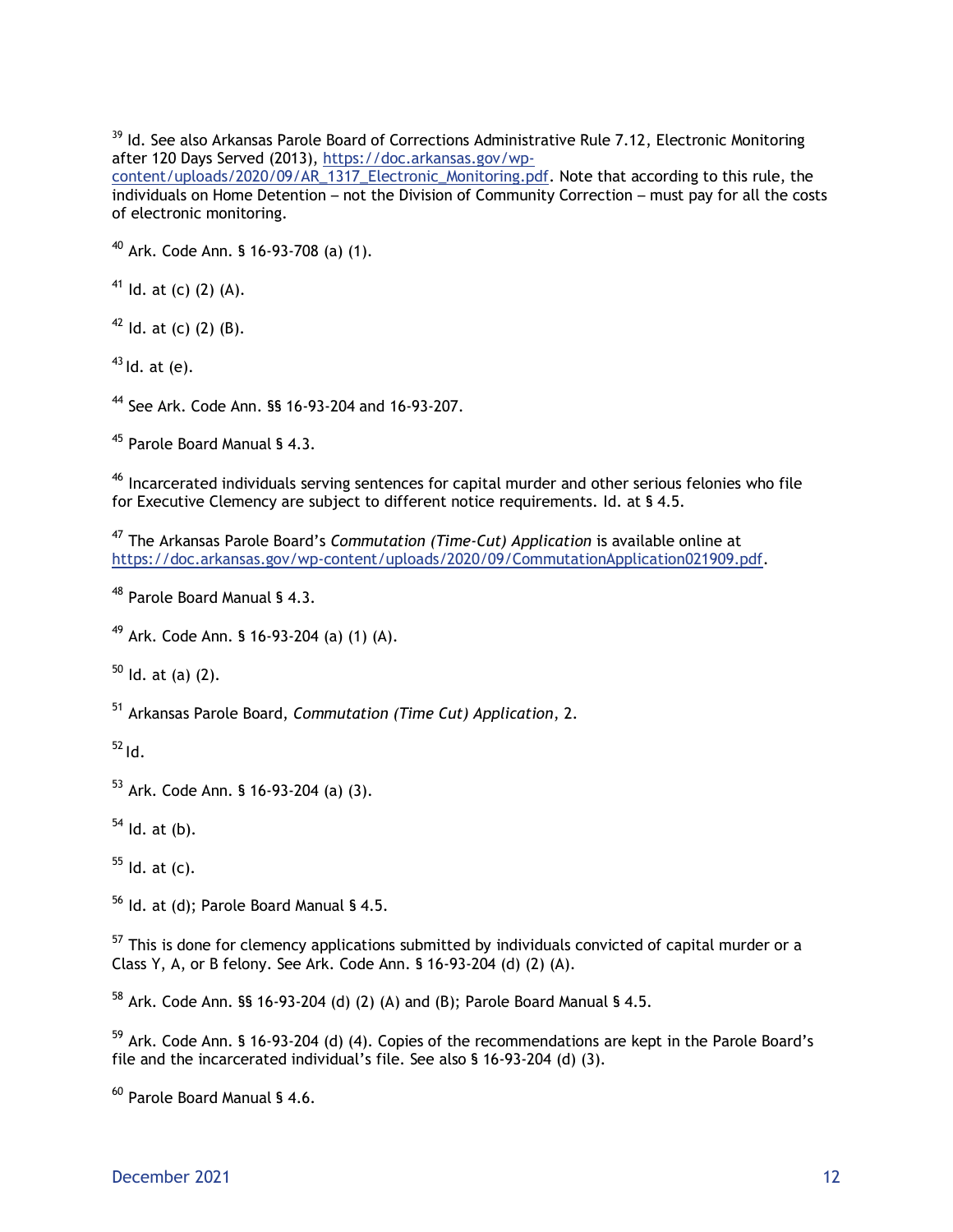[39] Id. See also Arkansas Parole Board of Corrections Administrative Rule 7.12, Electronic Monitoring after 120 Days Served (2013), https://doc.arkansas.gov/wp-content/uploads/2020/09/AR_1317_Electronic_Monitoring.pdf. Note that according to this rule, the individuals on Home Detention – not the Division of Community Correction – must pay for all the costs of electronic monitoring.

[40] Ark. Code Ann. § 16-93-708 (a) (1).

[41] Id. at (c) (2) (A).

[42] Id. at (c) (2) (B).

[43] Id. at (e).

[44] See Ark. Code Ann. §§ 16-93-204 and 16-93-207.

[45] Parole Board Manual § 4.3.

[46] Incarcerated individuals serving sentences for capital murder and other serious felonies who file for Executive Clemency are subject to different notice requirements. Id. at § 4.5.

[47] The Arkansas Parole Board's *Commutation (Time-Cut) Application* is available online at https://doc.arkansas.gov/wp-content/uploads/2020/09/CommutationApplication021909.pdf.

[48] Parole Board Manual § 4.3.

[49] Ark. Code Ann. § 16-93-204 (a) (1) (A).

[50] Id. at (a) (2).

[51] Arkansas Parole Board, *Commutation (Time Cut) Application*, 2.

[52] Id.

[53] Ark. Code Ann. § 16-93-204 (a) (3).

[54] Id. at (b).

[55] Id. at (c).

[56] Id. at (d); Parole Board Manual § 4.5.

[57] This is done for clemency applications submitted by individuals convicted of capital murder or a Class Y, A, or B felony. See Ark. Code Ann. § 16-93-204 (d) (2) (A).

[58] Ark. Code Ann. §§ 16-93-204 (d) (2) (A) and (B); Parole Board Manual § 4.5.

[59] Ark. Code Ann. § 16-93-204 (d) (4). Copies of the recommendations are kept in the Parole Board's file and the incarcerated individual's file. See also § 16-93-204 (d) (3).

[60] Parole Board Manual § 4.6.

December 2021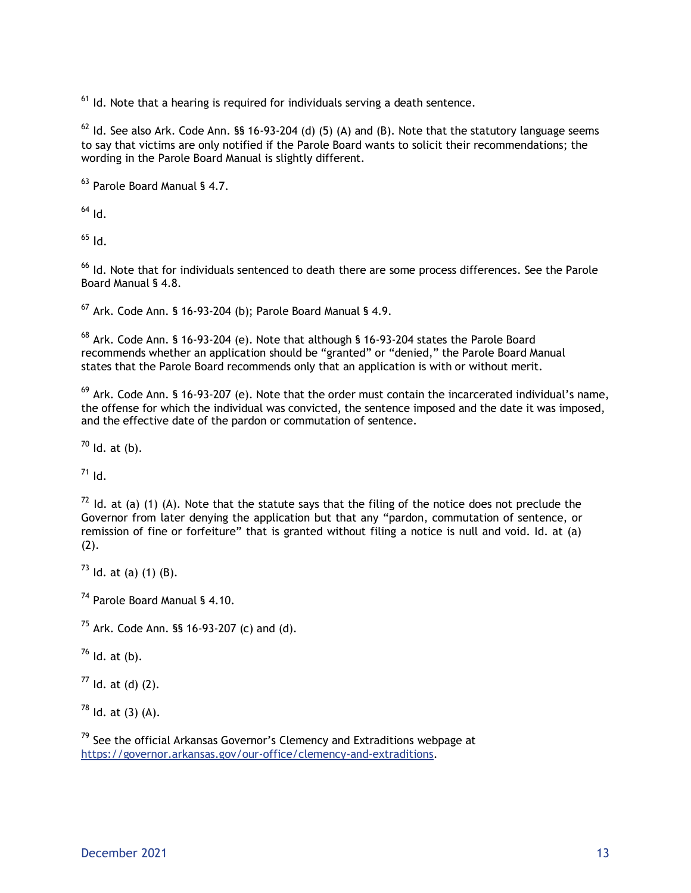[61] Id. Note that a hearing is required for individuals serving a death sentence.

[62] Id. See also Ark. Code Ann. §§ 16-93-204 (d) (5) (A) and (B). Note that the statutory language seems to say that victims are only notified if the Parole Board wants to solicit their recommendations; the wording in the Parole Board Manual is slightly different.

[63] Parole Board Manual § 4.7.

[64] Id.

[65] Id.

[66] Id. Note that for individuals sentenced to death there are some process differences. See the Parole Board Manual § 4.8.

[67] Ark. Code Ann. § 16-93-204 (b); Parole Board Manual § 4.9.

[68] Ark. Code Ann. § 16-93-204 (e). Note that although § 16-93-204 states the Parole Board recommends whether an application should be "granted" or "denied," the Parole Board Manual states that the Parole Board recommends only that an application is with or without merit.

[69] Ark. Code Ann. § 16-93-207 (e). Note that the order must contain the incarcerated individual's name, the offense for which the individual was convicted, the sentence imposed and the date it was imposed, and the effective date of the pardon or commutation of sentence.

[70] Id. at (b).

[71] Id.

[72] Id. at (a) (1) (A). Note that the statute says that the filing of the notice does not preclude the Governor from later denying the application but that any "pardon, commutation of sentence, or remission of fine or forfeiture" that is granted without filing a notice is null and void. Id. at (a) (2).

[73] Id. at (a) (1) (B).

[74] Parole Board Manual § 4.10.

[75] Ark. Code Ann. §§ 16-93-207 (c) and (d).

[76] Id. at (b).

[77] Id. at (d) (2).

[78] Id. at (3) (A).

[79] See the official Arkansas Governor's Clemency and Extraditions webpage at https://governor.arkansas.gov/our-office/clemency-and-extraditions.

December 2021